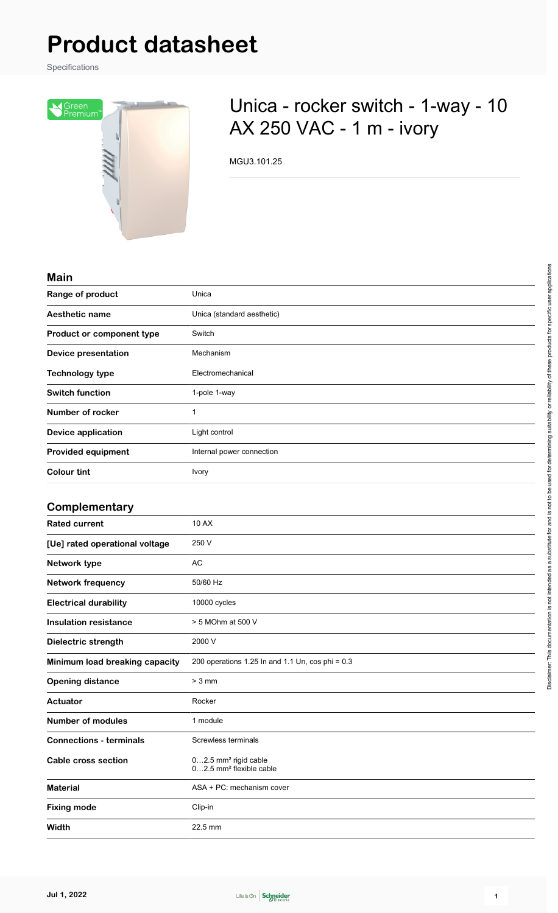# Product datasheet

Specifications

## Unica - rocker switch - 1-way - 10 AX 250 VAC - 1 m - ivory

MGU3.101.25

### Main

| | |
|---|---|
| **Range of product** | Unica |
| **Aesthetic name** | Unica (standard aesthetic) |
| **Product or component type** | Switch |
| **Device presentation** | Mechanism |
| **Technology type** | Electromechanical |
| **Switch function** | 1-pole 1-way |
| **Number of rocker** | 1 |
| **Device application** | Light control |
| **Provided equipment** | Internal power connection |
| **Colour tint** | Ivory |

### Complementary

| | |
|---|---|
| **Rated current** | 10 AX |
| **[Ue] rated operational voltage** | 250 V |
| **Network type** | AC |
| **Network frequency** | 50/60 Hz |
| **Electrical durability** | 10000 cycles |
| **Insulation resistance** | > 5 MOhm at 500 V |
| **Dielectric strength** | 2000 V |
| **Minimum load breaking capacity** | 200 operations 1.25 In and 1.1 Un, cos phi = 0.3 |
| **Opening distance** | > 3 mm |
| **Actuator** | Rocker |
| **Number of modules** | 1 module |
| **Connections - terminals** | Screwless terminals |
| **Cable cross section** | 0…2.5 mm² rigid cable<br>0…2.5 mm² flexible cable |
| **Material** | ASA + PC: mechanism cover |
| **Fixing mode** | Clip-in |
| **Width** | 22.5 mm |

Disclaimer: This documentation is not intended as a substitute for and is not to be used for determining suitability or reliability of these products for specific user applications

Jul 1, 2022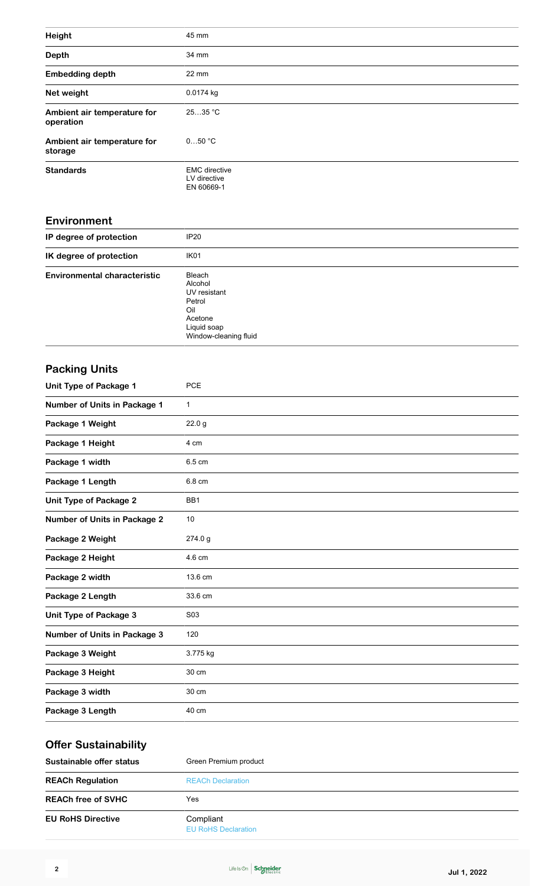| | |
|---|---|
| **Height** | 45 mm |
| **Depth** | 34 mm |
| **Embedding depth** | 22 mm |
| **Net weight** | 0.0174 kg |
| **Ambient air temperature for operation** | 25…35 °C |
| **Ambient air temperature for storage** | 0…50 °C |
| **Standards** | EMC directive<br>LV directive<br>EN 60669-1 |

## Environment

| | |
|---|---|
| **IP degree of protection** | IP20 |
| **IK degree of protection** | IK01 |
| **Environmental characteristic** | Bleach<br>Alcohol<br>UV resistant<br>Petrol<br>Oil<br>Acetone<br>Liquid soap<br>Window-cleaning fluid |

## Packing Units

| | |
|---|---|
| **Unit Type of Package 1** | PCE |
| **Number of Units in Package 1** | 1 |
| **Package 1 Weight** | 22.0 g |
| **Package 1 Height** | 4 cm |
| **Package 1 width** | 6.5 cm |
| **Package 1 Length** | 6.8 cm |
| **Unit Type of Package 2** | BB1 |
| **Number of Units in Package 2** | 10 |
| **Package 2 Weight** | 274.0 g |
| **Package 2 Height** | 4.6 cm |
| **Package 2 width** | 13.6 cm |
| **Package 2 Length** | 33.6 cm |
| **Unit Type of Package 3** | S03 |
| **Number of Units in Package 3** | 120 |
| **Package 3 Weight** | 3.775 kg |
| **Package 3 Height** | 30 cm |
| **Package 3 width** | 30 cm |
| **Package 3 Length** | 40 cm |

## Offer Sustainability

| | |
|---|---|
| **Sustainable offer status** | Green Premium product |
| **REACh Regulation** | REACh Declaration |
| **REACh free of SVHC** | Yes |
| **EU RoHS Directive** | Compliant<br>EU RoHS Declaration |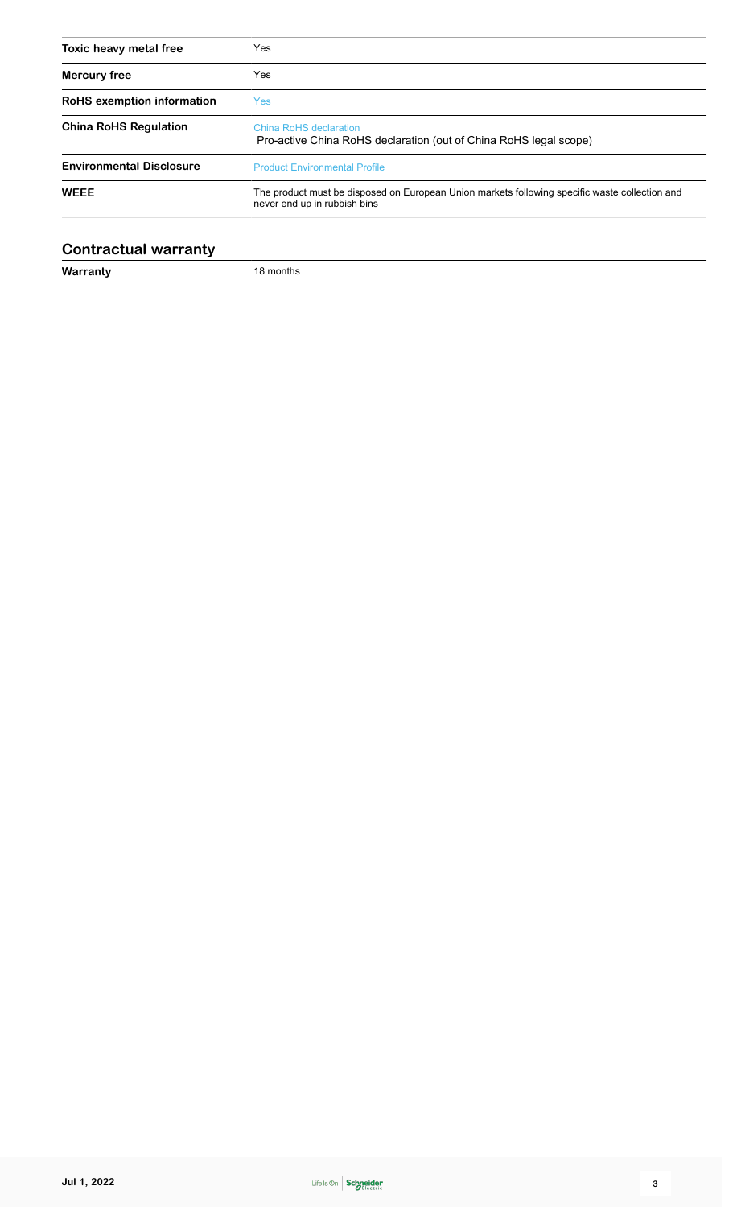| | |
|---|---|
| **Toxic heavy metal free** | Yes |
| **Mercury free** | Yes |
| **RoHS exemption information** | Yes |
| **China RoHS Regulation** | China RoHS declaration<br>Pro-active China RoHS declaration (out of China RoHS legal scope) |
| **Environmental Disclosure** | Product Environmental Profile |
| **WEEE** | The product must be disposed on European Union markets following specific waste collection and never end up in rubbish bins |

## Contractual warranty

| | |
|---|---|
| **Warranty** | 18 months |